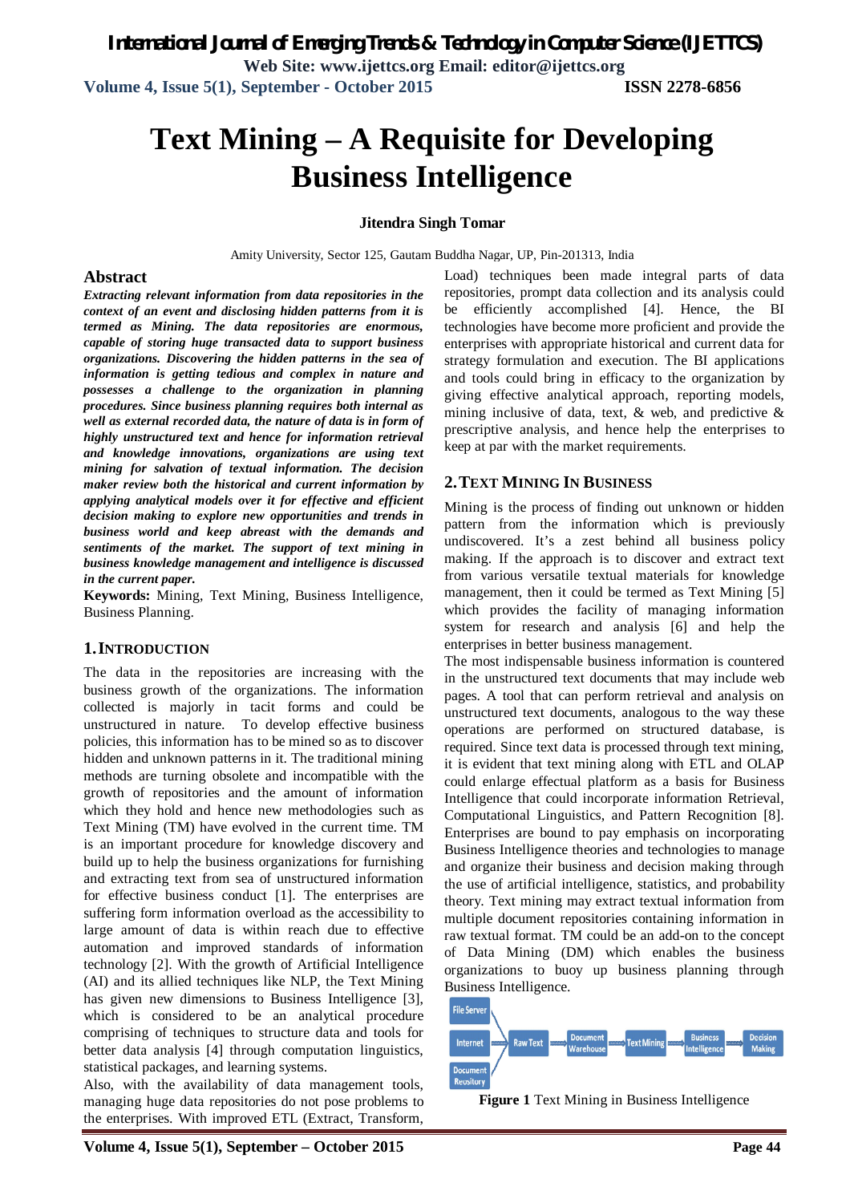# Text Mining – A Requisite for Developing Business Intelligence

**Jitendra Singh Tomar**

Amity University, Sector 125, Gautam Buddha Nagar, UP, Pin-201313, India

## Abstract

***Extracting relevant information from data repositories in the context of an event and disclosing hidden patterns from it is termed as Mining. The data repositories are enormous, capable of storing huge transacted data to support business organizations. Discovering the hidden patterns in the sea of information is getting tedious and complex in nature and possesses a challenge to the organization in planning procedures. Since business planning requires both internal as well as external recorded data, the nature of data is in form of highly unstructured text and hence for information retrieval and knowledge innovations, organizations are using text mining for salvation of textual information. The decision maker review both the historical and current information by applying analytical models over it for effective and efficient decision making to explore new opportunities and trends in business world and keep abreast with the demands and sentiments of the market. The support of text mining in business knowledge management and intelligence is discussed in the current paper.***

**Keywords:** Mining, Text Mining, Business Intelligence, Business Planning.

## 1. Introduction

The data in the repositories are increasing with the business growth of the organizations. The information collected is majorly in tacit forms and could be unstructured in nature. To develop effective business policies, this information has to be mined so as to discover hidden and unknown patterns in it. The traditional mining methods are turning obsolete and incompatible with the growth of repositories and the amount of information which they hold and hence new methodologies such as Text Mining (TM) have evolved in the current time. TM is an important procedure for knowledge discovery and build up to help the business organizations for furnishing and extracting text from sea of unstructured information for effective business conduct [1]. The enterprises are suffering form information overload as the accessibility to large amount of data is within reach due to effective automation and improved standards of information technology [2]. With the growth of Artificial Intelligence (AI) and its allied techniques like NLP, the Text Mining has given new dimensions to Business Intelligence [3], which is considered to be an analytical procedure comprising of techniques to structure data and tools for better data analysis [4] through computation linguistics, statistical packages, and learning systems.

Also, with the availability of data management tools, managing huge data repositories do not pose problems to the enterprises. With improved ETL (Extract, Transform, Load) techniques been made integral parts of data repositories, prompt data collection and its analysis could be efficiently accomplished [4]. Hence, the BI technologies have become more proficient and provide the enterprises with appropriate historical and current data for strategy formulation and execution. The BI applications and tools could bring in efficacy to the organization by giving effective analytical approach, reporting models, mining inclusive of data, text, & web, and predictive & prescriptive analysis, and hence help the enterprises to keep at par with the market requirements.

## 2. Text Mining In Business

Mining is the process of finding out unknown or hidden pattern from the information which is previously undiscovered. It's a zest behind all business policy making. If the approach is to discover and extract text from various versatile textual materials for knowledge management, then it could be termed as Text Mining [5] which provides the facility of managing information system for research and analysis [6] and help the enterprises in better business management.

The most indispensable business information is countered in the unstructured text documents that may include web pages. A tool that can perform retrieval and analysis on unstructured text documents, analogous to the way these operations are performed on structured database, is required. Since text data is processed through text mining, it is evident that text mining along with ETL and OLAP could enlarge effectual platform as a basis for Business Intelligence that could incorporate information Retrieval, Computational Linguistics, and Pattern Recognition [8]. Enterprises are bound to pay emphasis on incorporating Business Intelligence theories and technologies to manage and organize their business and decision making through the use of artificial intelligence, statistics, and probability theory. Text mining may extract textual information from multiple document repositories containing information in raw textual format. TM could be an add-on to the concept of Data Mining (DM) which enables the business organizations to buoy up business planning through Business Intelligence.

File Server → Internet → Document Resitory → Raw Text → Document Warehouse → Text Mining → Business Intelligence → Decision Making

**Figure 1** Text Mining in Business Intelligence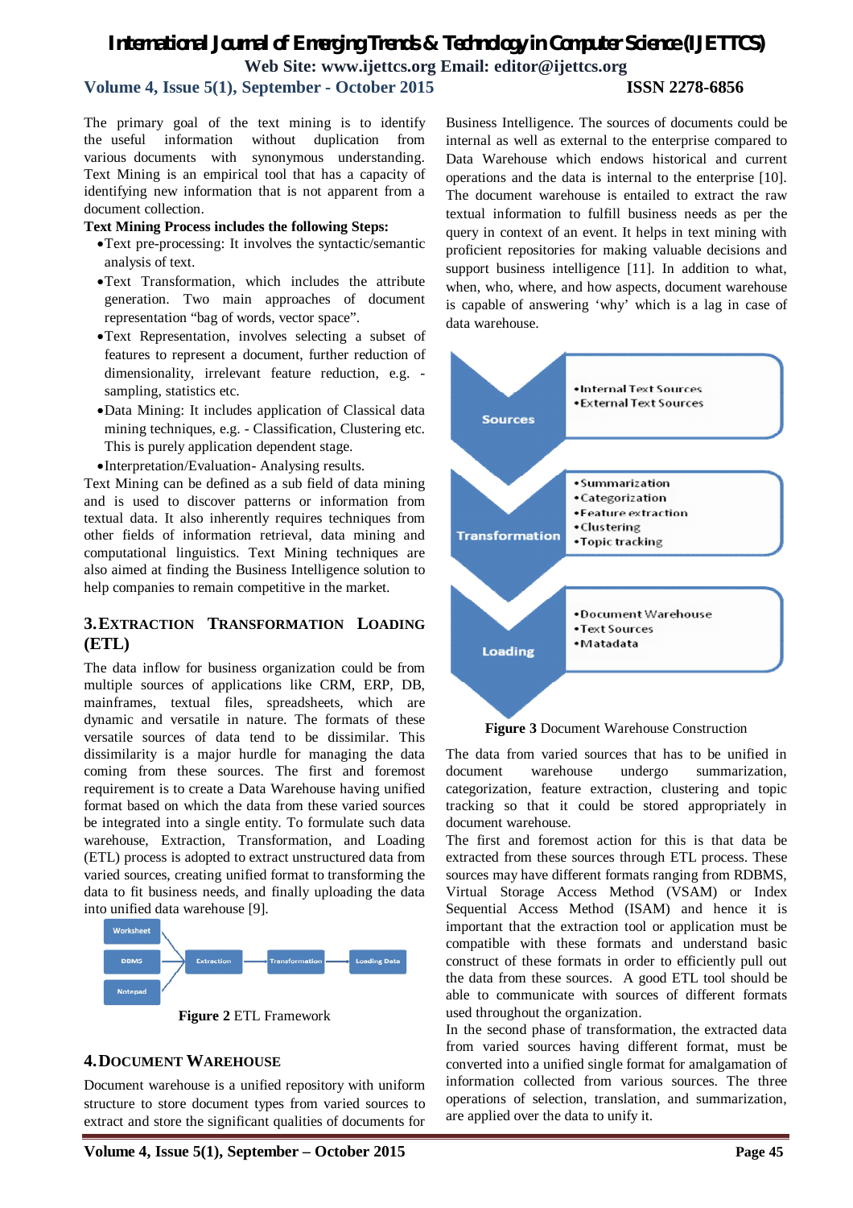The primary goal of the text mining is to identify the useful information without duplication from various documents with synonymous understanding. Text Mining is an empirical tool that has a capacity of identifying new information that is not apparent from a document collection.

**Text Mining Process includes the following Steps:**

- Text pre-processing: It involves the syntactic/semantic analysis of text.
- Text Transformation, which includes the attribute generation. Two main approaches of document representation "bag of words, vector space".
- Text Representation, involves selecting a subset of features to represent a document, further reduction of dimensionality, irrelevant feature reduction, e.g. - sampling, statistics etc.
- Data Mining: It includes application of Classical data mining techniques, e.g. - Classification, Clustering etc. This is purely application dependent stage.
- Interpretation/Evaluation- Analysing results.

Text Mining can be defined as a sub field of data mining and is used to discover patterns or information from textual data. It also inherently requires techniques from other fields of information retrieval, data mining and computational linguistics. Text Mining techniques are also aimed at finding the Business Intelligence solution to help companies to remain competitive in the market.

## 3. Extraction Transformation Loading (ETL)

The data inflow for business organization could be from multiple sources of applications like CRM, ERP, DB, mainframes, textual files, spreadsheets, which are dynamic and versatile in nature. The formats of these versatile sources of data tend to be dissimilar. This dissimilarity is a major hurdle for managing the data coming from these sources. The first and foremost requirement is to create a Data Warehouse having unified format based on which the data from these varied sources be integrated into a single entity. To formulate such data warehouse, Extraction, Transformation, and Loading (ETL) process is adopted to extract unstructured data from varied sources, creating unified format to transforming the data to fit business needs, and finally uploading the data into unified data warehouse [9].

**Figure 2** ETL Framework

## 4. Document Warehouse

Document warehouse is a unified repository with uniform structure to store document types from varied sources to extract and store the significant qualities of documents for Business Intelligence. The sources of documents could be internal as well as external to the enterprise compared to Data Warehouse which endows historical and current operations and the data is internal to the enterprise [10]. The document warehouse is entailed to extract the raw textual information to fulfill business needs as per the query in context of an event. It helps in text mining with proficient repositories for making valuable decisions and support business intelligence [11]. In addition to what, when, who, where, and how aspects, document warehouse is capable of answering 'why' which is a lag in case of data warehouse.

**Figure 3** Document Warehouse Construction

The data from varied sources that has to be unified in document warehouse undergo summarization, categorization, feature extraction, clustering and topic tracking so that it could be stored appropriately in document warehouse.

The first and foremost action for this is that data be extracted from these sources through ETL process. These sources may have different formats ranging from RDBMS, Virtual Storage Access Method (VSAM) or Index Sequential Access Method (ISAM) and hence it is important that the extraction tool or application must be compatible with these formats and understand basic construct of these formats in order to efficiently pull out the data from these sources. A good ETL tool should be able to communicate with sources of different formats used throughout the organization.

In the second phase of transformation, the extracted data from varied sources having different format, must be converted into a unified single format for amalgamation of information collected from various sources. The three operations of selection, translation, and summarization, are applied over the data to unify it.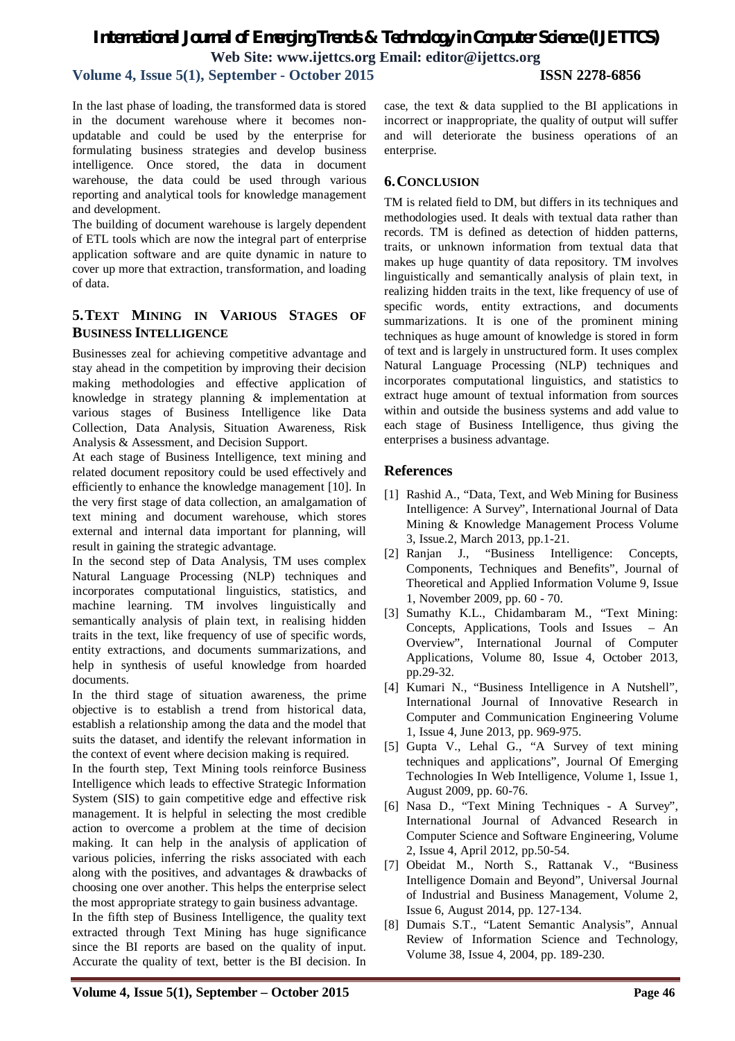In the last phase of loading, the transformed data is stored in the document warehouse where it becomes non-updatable and could be used by the enterprise for formulating business strategies and develop business intelligence. Once stored, the data in document warehouse, the data could be used through various reporting and analytical tools for knowledge management and development.

The building of document warehouse is largely dependent of ETL tools which are now the integral part of enterprise application software and are quite dynamic in nature to cover up more that extraction, transformation, and loading of data.

## 5. Text Mining in Various Stages of Business Intelligence

Businesses zeal for achieving competitive advantage and stay ahead in the competition by improving their decision making methodologies and effective application of knowledge in strategy planning & implementation at various stages of Business Intelligence like Data Collection, Data Analysis, Situation Awareness, Risk Analysis & Assessment, and Decision Support.

At each stage of Business Intelligence, text mining and related document repository could be used effectively and efficiently to enhance the knowledge management [10]. In the very first stage of data collection, an amalgamation of text mining and document warehouse, which stores external and internal data important for planning, will result in gaining the strategic advantage.

In the second step of Data Analysis, TM uses complex Natural Language Processing (NLP) techniques and incorporates computational linguistics, statistics, and machine learning. TM involves linguistically and semantically analysis of plain text, in realising hidden traits in the text, like frequency of use of specific words, entity extractions, and documents summarizations, and help in synthesis of useful knowledge from hoarded documents.

In the third stage of situation awareness, the prime objective is to establish a trend from historical data, establish a relationship among the data and the model that suits the dataset, and identify the relevant information in the context of event where decision making is required.

In the fourth step, Text Mining tools reinforce Business Intelligence which leads to effective Strategic Information System (SIS) to gain competitive edge and effective risk management. It is helpful in selecting the most credible action to overcome a problem at the time of decision making. It can help in the analysis of application of various policies, inferring the risks associated with each along with the positives, and advantages & drawbacks of choosing one over another. This helps the enterprise select the most appropriate strategy to gain business advantage.

In the fifth step of Business Intelligence, the quality text extracted through Text Mining has huge significance since the BI reports are based on the quality of input. Accurate the quality of text, better is the BI decision. In case, the text & data supplied to the BI applications in incorrect or inappropriate, the quality of output will suffer and will deteriorate the business operations of an enterprise.

## 6. Conclusion

TM is related field to DM, but differs in its techniques and methodologies used. It deals with textual data rather than records. TM is defined as detection of hidden patterns, traits, or unknown information from textual data that makes up huge quantity of data repository. TM involves linguistically and semantically analysis of plain text, in realizing hidden traits in the text, like frequency of use of specific words, entity extractions, and documents summarizations. It is one of the prominent mining techniques as huge amount of knowledge is stored in form of text and is largely in unstructured form. It uses complex Natural Language Processing (NLP) techniques and incorporates computational linguistics, and statistics to extract huge amount of textual information from sources within and outside the business systems and add value to each stage of Business Intelligence, thus giving the enterprises a business advantage.

## References

[1] Rashid A., "Data, Text, and Web Mining for Business Intelligence: A Survey", International Journal of Data Mining & Knowledge Management Process Volume 3, Issue.2, March 2013, pp.1-21.

[2] Ranjan J., "Business Intelligence: Concepts, Components, Techniques and Benefits", Journal of Theoretical and Applied Information Volume 9, Issue 1, November 2009, pp. 60 - 70.

[3] Sumathy K.L., Chidambaram M., "Text Mining: Concepts, Applications, Tools and Issues – An Overview", International Journal of Computer Applications, Volume 80, Issue 4, October 2013, pp.29-32.

[4] Kumari N., "Business Intelligence in A Nutshell", International Journal of Innovative Research in Computer and Communication Engineering Volume 1, Issue 4, June 2013, pp. 969-975.

[5] Gupta V., Lehal G., "A Survey of text mining techniques and applications", Journal Of Emerging Technologies In Web Intelligence, Volume 1, Issue 1, August 2009, pp. 60-76.

[6] Nasa D., "Text Mining Techniques - A Survey", International Journal of Advanced Research in Computer Science and Software Engineering, Volume 2, Issue 4, April 2012, pp.50-54.

[7] Obeidat M., North S., Rattanak V., "Business Intelligence Domain and Beyond", Universal Journal of Industrial and Business Management, Volume 2, Issue 6, August 2014, pp. 127-134.

[8] Dumais S.T., "Latent Semantic Analysis", Annual Review of Information Science and Technology, Volume 38, Issue 4, 2004, pp. 189-230.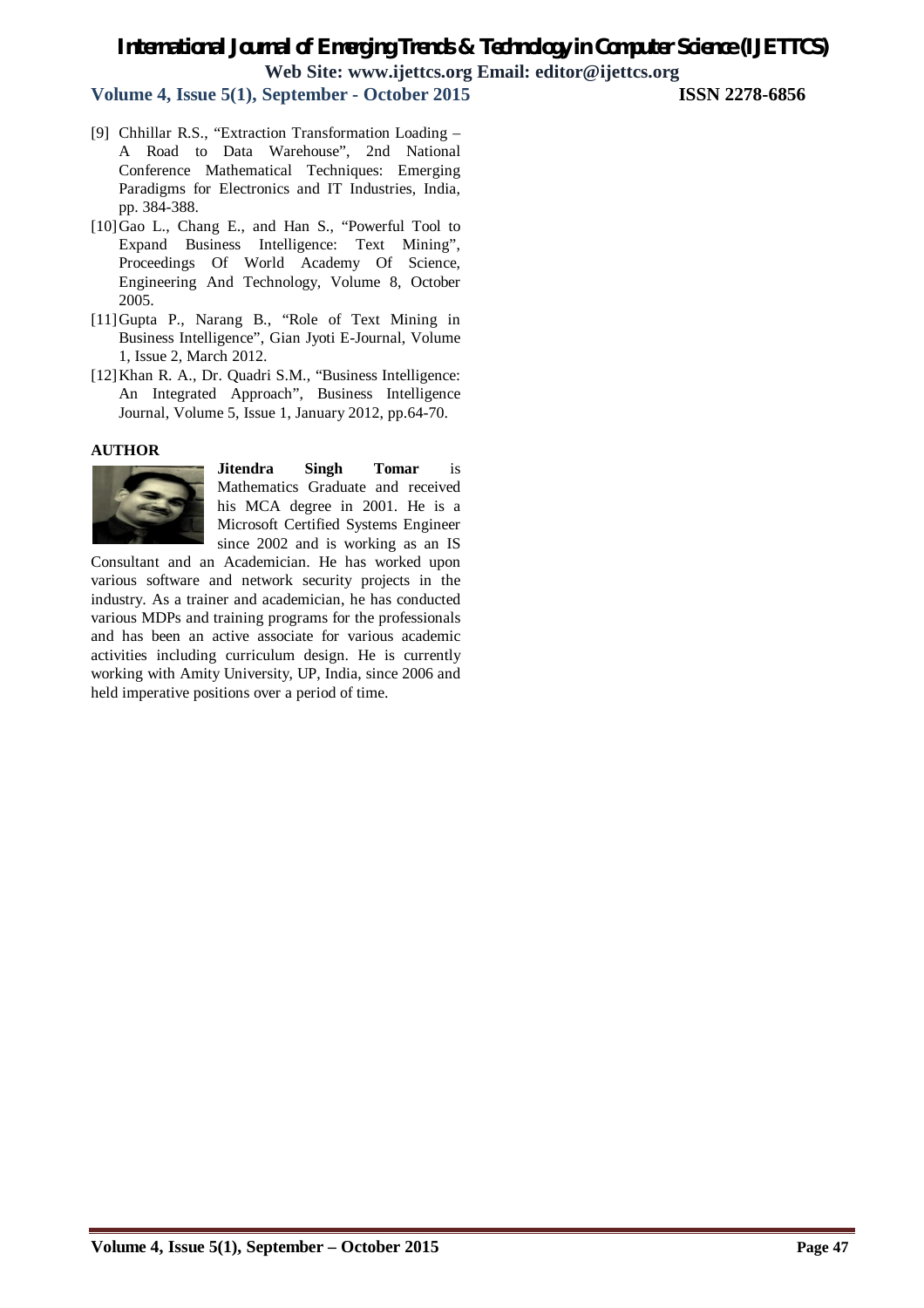[9] Chhillar R.S., "Extraction Transformation Loading – A Road to Data Warehouse", 2nd National Conference Mathematical Techniques: Emerging Paradigms for Electronics and IT Industries, India, pp. 384-388.

[10] Gao L., Chang E., and Han S., "Powerful Tool to Expand Business Intelligence: Text Mining", Proceedings Of World Academy Of Science, Engineering And Technology, Volume 8, October 2005.

[11] Gupta P., Narang B., "Role of Text Mining in Business Intelligence", Gian Jyoti E-Journal, Volume 1, Issue 2, March 2012.

[12] Khan R. A., Dr. Quadri S.M., "Business Intelligence: An Integrated Approach", Business Intelligence Journal, Volume 5, Issue 1, January 2012, pp.64-70.

**AUTHOR**

**Jitendra Singh Tomar** is Mathematics Graduate and received his MCA degree in 2001. He is a Microsoft Certified Systems Engineer since 2002 and is working as an IS Consultant and an Academician. He has worked upon various software and network security projects in the industry. As a trainer and academician, he has conducted various MDPs and training programs for the professionals and has been an active associate for various academic activities including curriculum design. He is currently working with Amity University, UP, India, since 2006 and held imperative positions over a period of time.